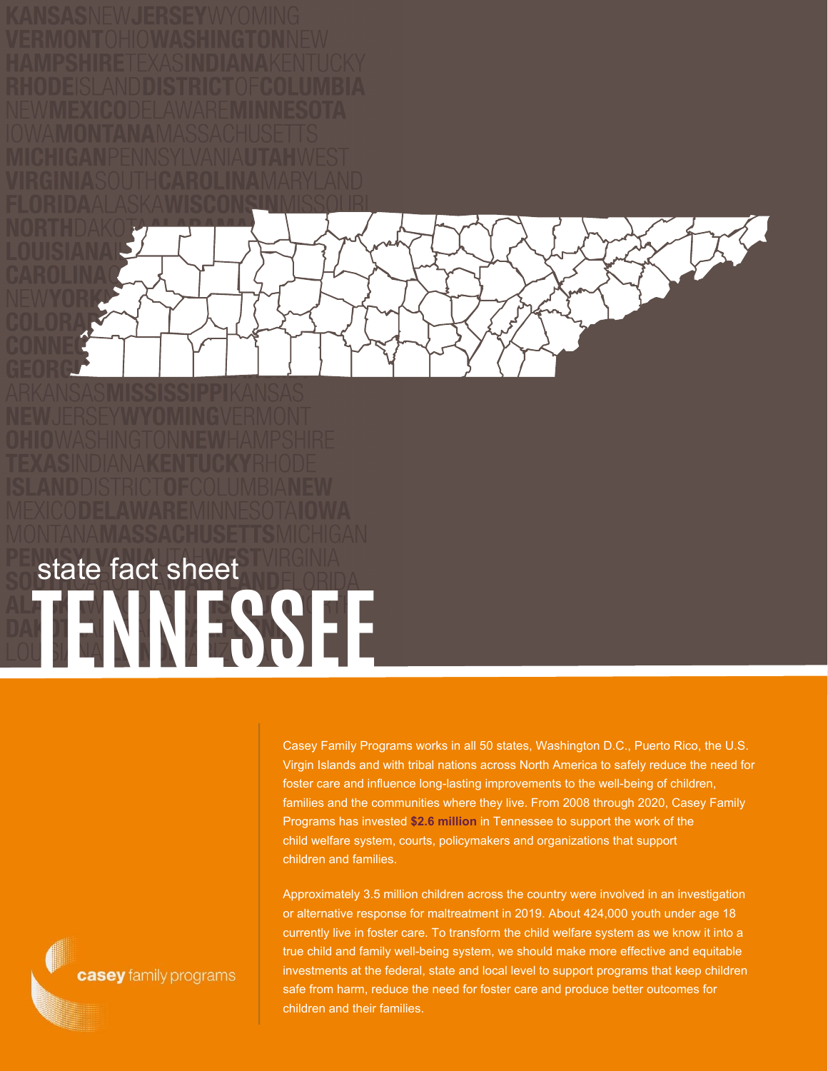state fact sheet

# TENNESSEE

casey family programs

Casey Family Programs works in all 50 states, Washington D.C., Puerto Rico, the U.S. Virgin Islands and with tribal nations across North America to safely reduce the need for foster care and influence long-lasting improvements to the well-being of children, families and the communities where they live. From 2008 through 2020, Casey Family Programs has invested **$2.6 million** in Tennessee to support the work of the child welfare system, courts, policymakers and organizations that support children and families.

Approximately 3.5 million children across the country were involved in an investigation or alternative response for maltreatment in 2019. About 424,000 youth under age 18 currently live in foster care. To transform the child welfare system as we know it into a true child and family well-being system, we should make more effective and equitable investments at the federal, state and local level to support programs that keep children safe from harm, reduce the need for foster care and produce better outcomes for children and their families.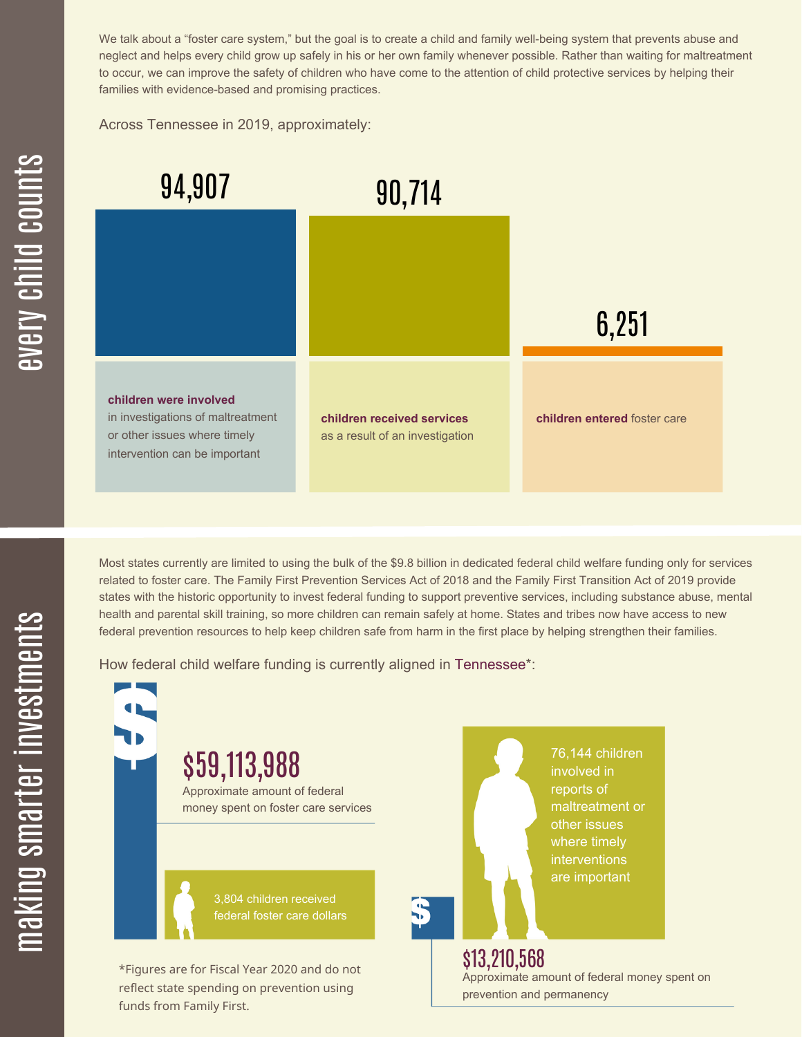## every child counts

We talk about a "foster care system," but the goal is to create a child and family well-being system that prevents abuse and neglect and helps every child grow up safely in his or her own family whenever possible. Rather than waiting for maltreatment to occur, we can improve the safety of children who have come to the attention of child protective services by helping their families with evidence-based and promising practices.

Across Tennessee in 2019, approximately:

**94,907**

**children were involved** in investigations of maltreatment or other issues where timely intervention can be important

**90,714**

**children received services** as a result of an investigation

**6,251**

**children entered** foster care

## making smarter investments

Most states currently are limited to using the bulk of the $9.8 billion in dedicated federal child welfare funding only for services related to foster care. The Family First Prevention Services Act of 2018 and the Family First Transition Act of 2019 provide states with the historic opportunity to invest federal funding to support preventive services, including substance abuse, mental health and parental skill training, so more children can remain safely at home. States and tribes now have access to new federal prevention resources to help keep children safe from harm in the first place by helping strengthen their families.

How federal child welfare funding is currently aligned in Tennessee*:

**$59,113,988**

Approximate amount of federal money spent on foster care services

3,804 children received federal foster care dollars

76,144 children involved in reports of maltreatment or other issues where timely interventions are important

**$13,210,568**

Approximate amount of federal money spent on prevention and permanency

*Figures are for Fiscal Year 2020 and do not reflect state spending on prevention using funds from Family First.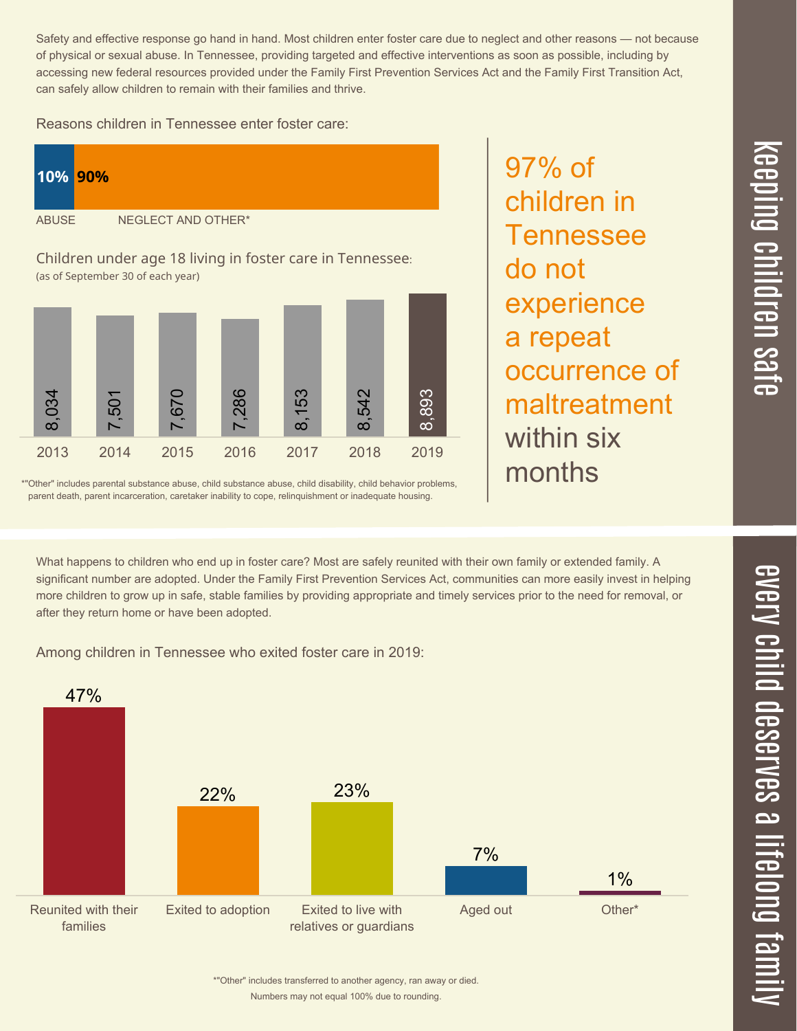# keeping children safe

Safety and effective response go hand in hand. Most children enter foster care due to neglect and other reasons — not because of physical or sexual abuse. In Tennessee, providing targeted and effective interventions as soon as possible, including by accessing new federal resources provided under the Family First Prevention Services Act and the Family First Transition Act, can safely allow children to remain with their families and thrive.

Reasons children in Tennessee enter foster care:

| ABUSE | NEGLECT AND OTHER* |
|---|---|
| 10% | 90% |

Children under age 18 living in foster care in Tennessee:
(as of September 30 of each year)

| 2013 | 2014 | 2015 | 2016 | 2017 | 2018 | 2019 |
|---|---|---|---|---|---|---|
| 8,034 | 7,501 | 7,670 | 7,286 | 8,153 | 8,542 | 8,893 |

*"Other" includes parental substance abuse, child substance abuse, child disability, child behavior problems, parent death, parent incarceration, caretaker inability to cope, relinquishment or inadequate housing.

97% of children in Tennessee do not experience a repeat occurrence of maltreatment within six months

# every child deserves a lifelong family

What happens to children who end up in foster care? Most are safely reunited with their own family or extended family. A significant number are adopted. Under the Family First Prevention Services Act, communities can more easily invest in helping more children to grow up in safe, stable families by providing appropriate and timely services prior to the need for removal, or after they return home or have been adopted.

Among children in Tennessee who exited foster care in 2019:

| Reunited with their families | Exited to adoption | Exited to live with relatives or guardians | Aged out | Other* |
|---|---|---|---|---|
| 47% | 22% | 23% | 7% | 1% |

*"Other" includes transferred to another agency, ran away or died.
Numbers may not equal 100% due to rounding.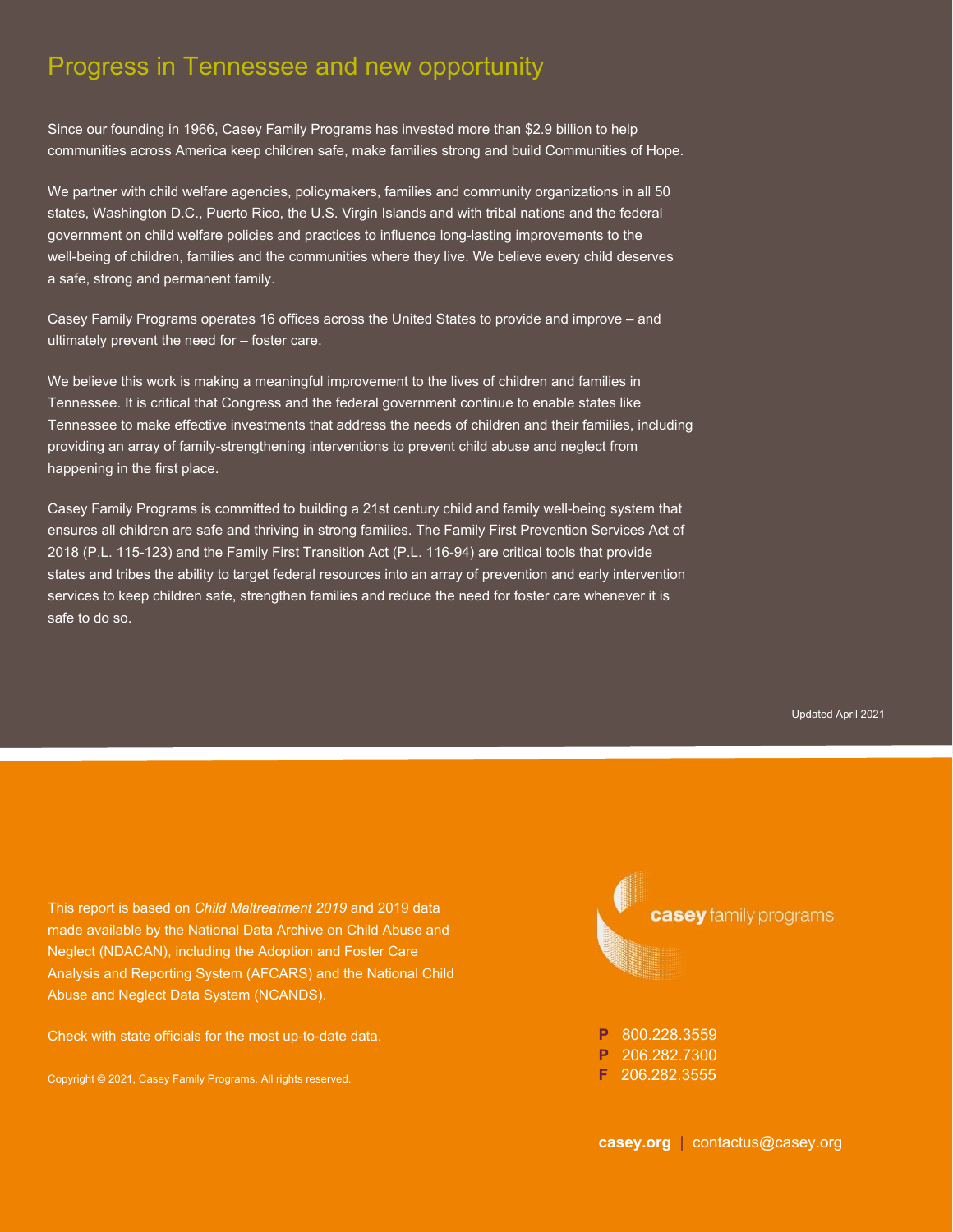## Progress in Tennessee and new opportunity

Since our founding in 1966, Casey Family Programs has invested more than $2.9 billion to help communities across America keep children safe, make families strong and build Communities of Hope.

We partner with child welfare agencies, policymakers, families and community organizations in all 50 states, Washington D.C., Puerto Rico, the U.S. Virgin Islands and with tribal nations and the federal government on child welfare policies and practices to influence long-lasting improvements to the well-being of children, families and the communities where they live. We believe every child deserves a safe, strong and permanent family.

Casey Family Programs operates 16 offices across the United States to provide and improve – and ultimately prevent the need for – foster care.

We believe this work is making a meaningful improvement to the lives of children and families in Tennessee. It is critical that Congress and the federal government continue to enable states like Tennessee to make effective investments that address the needs of children and their families, including providing an array of family-strengthening interventions to prevent child abuse and neglect from happening in the first place.

Casey Family Programs is committed to building a 21st century child and family well-being system that ensures all children are safe and thriving in strong families. The Family First Prevention Services Act of 2018 (P.L. 115-123) and the Family First Transition Act (P.L. 116-94) are critical tools that provide states and tribes the ability to target federal resources into an array of prevention and early intervention services to keep children safe, strengthen families and reduce the need for foster care whenever it is safe to do so.

Updated April 2021

This report is based on *Child Maltreatment 2019* and 2019 data made available by the National Data Archive on Child Abuse and Neglect (NDACAN), including the Adoption and Foster Care Analysis and Reporting System (AFCARS) and the National Child Abuse and Neglect Data System (NCANDS).

Check with state officials for the most up-to-date data.

Copyright © 2021, Casey Family Programs. All rights reserved.

**casey** family programs

**P** 800.228.3559
**P** 206.282.7300
**F** 206.282.3555

**casey.org** | contactus@casey.org